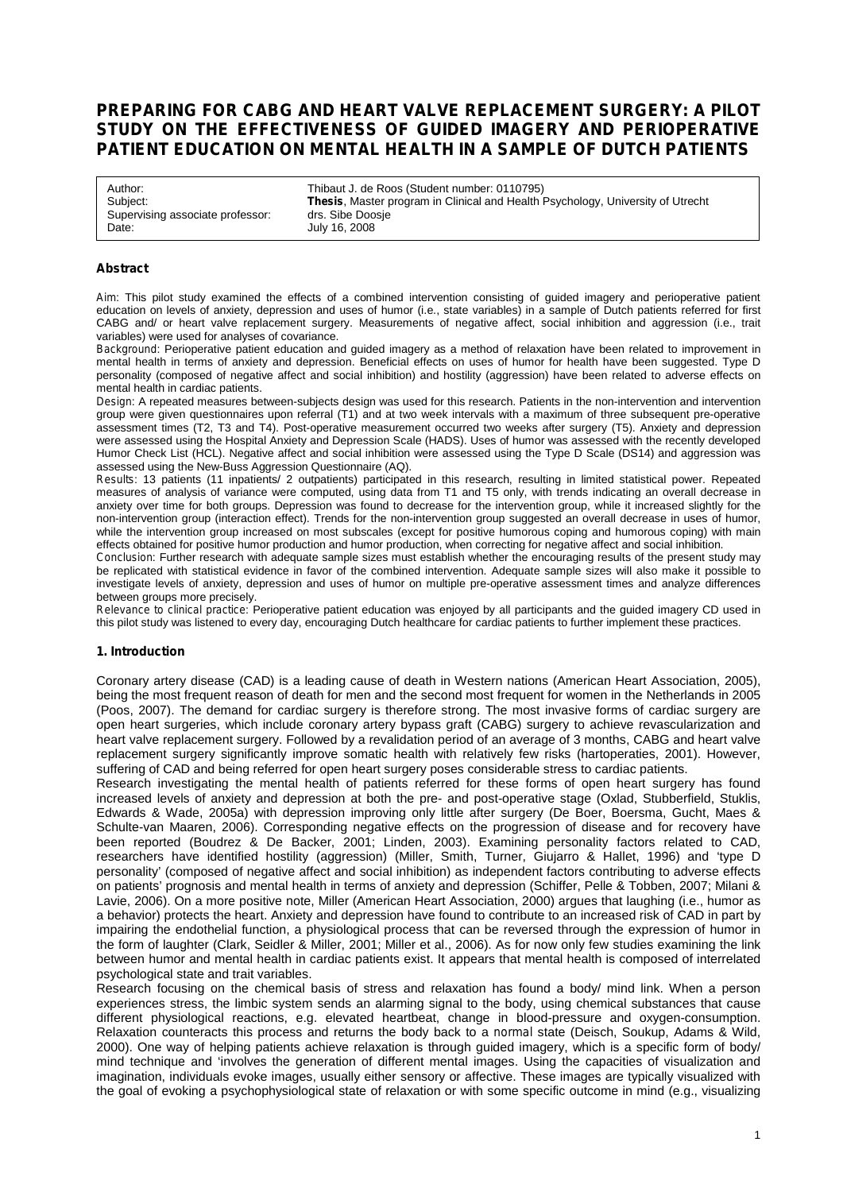# PREPARING FOR CABG AND HEART VALVE REPLACEMENT SURGERY: A PILOT STUDY ON THE EFFECTIVENESS OF GUIDED IMAGERY AND PERIOPERATIVE PATIENT EDUCATION ON MENTAL HEALTH IN A SAMPLE OF DUTCH PATIENTS

| | |
|---|---|
| Author: | Thibaut J. de Roos (Student number: 0110795) |
| Subject: | **Thesis**, Master program in Clinical and Health Psychology, University of Utrecht |
| Supervising associate professor: | drs. Sibe Doosje |
| Date: | July 16, 2008 |

## Abstract

*Aim*: This pilot study examined the effects of a combined intervention consisting of guided imagery and perioperative patient education on levels of anxiety, depression and uses of humor (i.e., state variables) in a sample of Dutch patients referred for first CABG and/ or heart valve replacement surgery. Measurements of negative affect, social inhibition and aggression (i.e., trait variables) were used for analyses of covariance.

*Background*: Perioperative patient education and guided imagery as a method of relaxation have been related to improvement in mental health in terms of anxiety and depression. Beneficial effects on uses of humor for health have been suggested. Type D personality (composed of negative affect and social inhibition) and hostility (aggression) have been related to adverse effects on mental health in cardiac patients.

*Design*: A repeated measures between-subjects design was used for this research. Patients in the non-intervention and intervention group were given questionnaires upon referral (T1) and at two week intervals with a maximum of three subsequent pre-operative assessment times (T2, T3 and T4). Post-operative measurement occurred two weeks after surgery (T5). Anxiety and depression were assessed using the Hospital Anxiety and Depression Scale (HADS). Uses of humor was assessed with the recently developed Humor Check List (HCL). Negative affect and social inhibition were assessed using the Type D Scale (DS14) and aggression was assessed using the New-Buss Aggression Questionnaire (AQ).

*Results*: 13 patients (11 inpatients/ 2 outpatients) participated in this research, resulting in limited statistical power. Repeated measures of analysis of variance were computed, using data from T1 and T5 only, with trends indicating an overall decrease in anxiety over time for both groups. Depression was found to decrease for the intervention group, while it increased slightly for the non-intervention group (interaction effect). Trends for the non-intervention group suggested an overall decrease in uses of humor, while the intervention group increased on most subscales (except for positive humorous coping and humorous coping) with main effects obtained for positive humor production and humor production, when correcting for negative affect and social inhibition.

*Conclusion*: Further research with adequate sample sizes must establish whether the encouraging results of the present study may be replicated with statistical evidence in favor of the combined intervention. Adequate sample sizes will also make it possible to investigate levels of anxiety, depression and uses of humor on multiple pre-operative assessment times and analyze differences between groups more precisely.

*Relevance to clinical practice*: Perioperative patient education was enjoyed by all participants and the guided imagery CD used in this pilot study was listened to every day, encouraging Dutch healthcare for cardiac patients to further implement these practices.

## 1. Introduction

Coronary artery disease (CAD) is a leading cause of death in Western nations (American Heart Association, 2005), being the most frequent reason of death for men and the second most frequent for women in the Netherlands in 2005 (Poos, 2007). The demand for cardiac surgery is therefore strong. The most invasive forms of cardiac surgery are open heart surgeries, which include coronary artery bypass graft (CABG) surgery to achieve revascularization and heart valve replacement surgery. Followed by a revalidation period of an average of 3 months, CABG and heart valve replacement surgery significantly improve somatic health with relatively few risks (hartoperaties, 2001). However, suffering of CAD and being referred for open heart surgery poses considerable stress to cardiac patients.

Research investigating the mental health of patients referred for these forms of open heart surgery has found increased levels of anxiety and depression at both the pre- and post-operative stage (Oxlad, Stubberfield, Stuklis, Edwards & Wade, 2005a) with depression improving only little after surgery (De Boer, Boersma, Gucht, Maes & Schulte-van Maaren, 2006). Corresponding negative effects on the progression of disease and for recovery have been reported (Boudrez & De Backer, 2001; Linden, 2003). Examining personality factors related to CAD, researchers have identified hostility (aggression) (Miller, Smith, Turner, Giujarro & Hallet, 1996) and 'type D personality' (composed of negative affect and social inhibition) as independent factors contributing to adverse effects on patients' prognosis and mental health in terms of anxiety and depression (Schiffer, Pelle & Tobben, 2007; Milani & Lavie, 2006). On a more positive note, Miller (American Heart Association, 2000) argues that laughing (i.e., humor as a behavior) protects the heart. Anxiety and depression have found to contribute to an increased risk of CAD in part by impairing the endothelial function, a physiological process that can be reversed through the expression of humor in the form of laughter (Clark, Seidler & Miller, 2001; Miller et al., 2006). As for now only few studies examining the link between humor and mental health in cardiac patients exist. It appears that mental health is composed of interrelated psychological state and trait variables.

Research focusing on the chemical basis of stress and relaxation has found a body/ mind link. When a person experiences stress, the limbic system sends an alarming signal to the body, using chemical substances that cause different physiological reactions, e.g. elevated heartbeat, change in blood-pressure and oxygen-consumption. Relaxation counteracts this process and returns the body back to a *normal* state (Deisch, Soukup, Adams & Wild, 2000). One way of helping patients achieve relaxation is through guided imagery, which is a specific form of body/ mind technique and 'involves the generation of different mental images. Using the capacities of visualization and imagination, individuals evoke images, usually either sensory or affective. These images are typically visualized with the goal of evoking a psychophysiological state of relaxation or with some specific outcome in mind (e.g., visualizing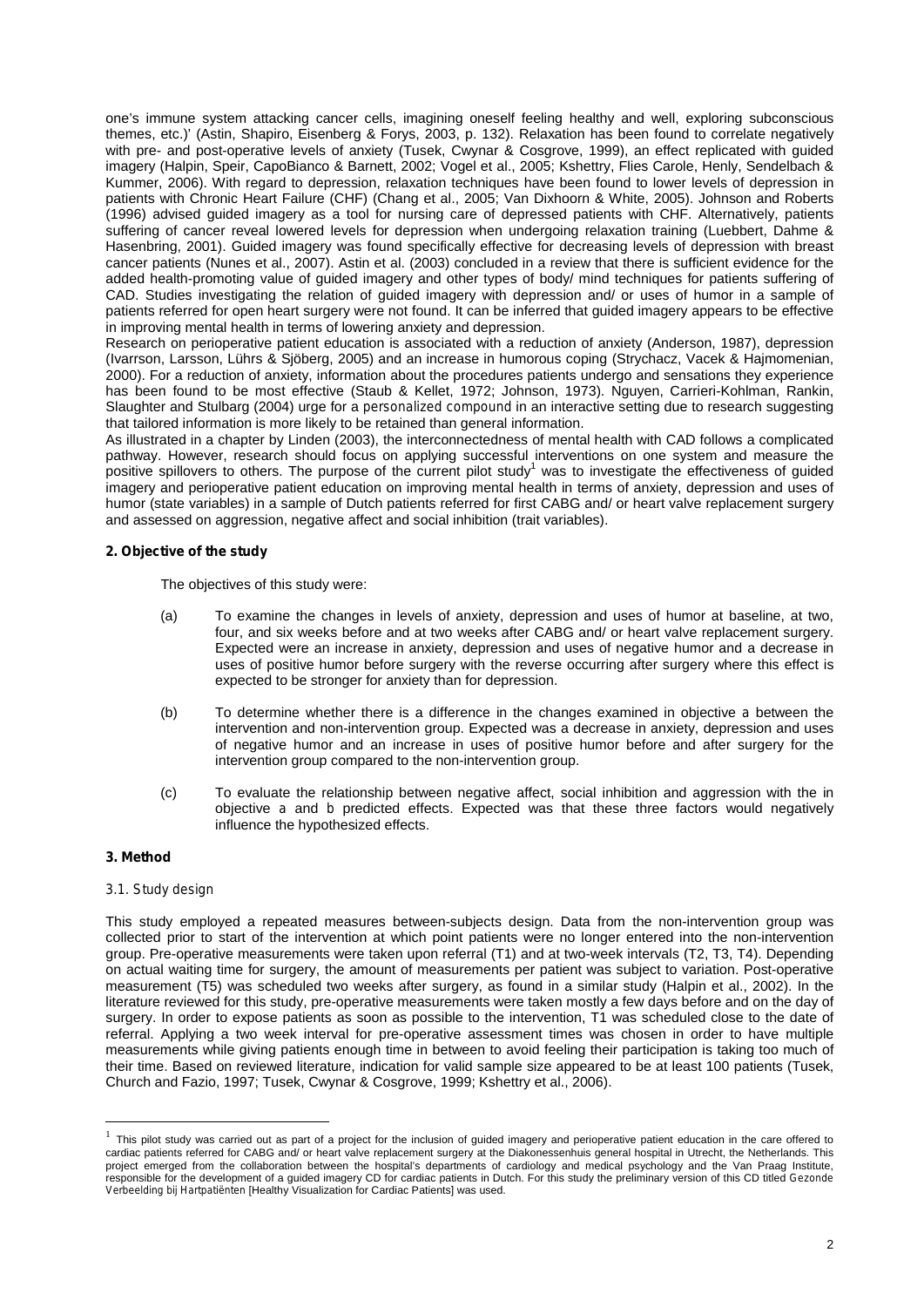one's immune system attacking cancer cells, imagining oneself feeling healthy and well, exploring subconscious themes, etc.)' (Astin, Shapiro, Eisenberg & Forys, 2003, p. 132). Relaxation has been found to correlate negatively with pre- and post-operative levels of anxiety (Tusek, Cwynar & Cosgrove, 1999), an effect replicated with guided imagery (Halpin, Speir, CapoBianco & Barnett, 2002; Vogel et al., 2005; Kshettry, Flies Carole, Henly, Sendelbach & Kummer, 2006). With regard to depression, relaxation techniques have been found to lower levels of depression in patients with Chronic Heart Failure (CHF) (Chang et al., 2005; Van Dixhoorn & White, 2005). Johnson and Roberts (1996) advised guided imagery as a tool for nursing care of depressed patients with CHF. Alternatively, patients suffering of cancer reveal lowered levels for depression when undergoing relaxation training (Luebbert, Dahme & Hasenbring, 2001). Guided imagery was found specifically effective for decreasing levels of depression with breast cancer patients (Nunes et al., 2007). Astin et al. (2003) concluded in a review that there is sufficient evidence for the added health-promoting value of guided imagery and other types of body/ mind techniques for patients suffering of CAD. Studies investigating the relation of guided imagery with depression and/ or uses of humor in a sample of patients referred for open heart surgery were not found. It can be inferred that guided imagery appears to be effective in improving mental health in terms of lowering anxiety and depression.

Research on perioperative patient education is associated with a reduction of anxiety (Anderson, 1987), depression (Ivarrson, Larsson, Lührs & Sjöberg, 2005) and an increase in humorous coping (Strychacz, Vacek & Hajmomenian, 2000). For a reduction of anxiety, information about the procedures patients undergo and sensations they experience has been found to be most effective (Staub & Kellet, 1972; Johnson, 1973). Nguyen, Carrieri-Kohlman, Rankin, Slaughter and Stulbarg (2004) urge for a *personalized compound* in an interactive setting due to research suggesting that tailored information is more likely to be retained than general information.

As illustrated in a chapter by Linden (2003), the interconnectedness of mental health with CAD follows a complicated pathway. However, research should focus on applying successful interventions on one system and measure the positive spillovers to others. The purpose of the current pilot study[1] was to investigate the effectiveness of guided imagery and perioperative patient education on improving mental health in terms of anxiety, depression and uses of humor (state variables) in a sample of Dutch patients referred for first CABG and/ or heart valve replacement surgery and assessed on aggression, negative affect and social inhibition (trait variables).

## 2. Objective of the study

The objectives of this study were:

(a) To examine the changes in levels of anxiety, depression and uses of humor at baseline, at two, four, and six weeks before and at two weeks after CABG and/ or heart valve replacement surgery. Expected were an increase in anxiety, depression and uses of negative humor and a decrease in uses of positive humor before surgery with the reverse occurring after surgery where this effect is expected to be stronger for anxiety than for depression.

(b) To determine whether there is a difference in the changes examined in objective *a* between the intervention and non-intervention group. Expected was a decrease in anxiety, depression and uses of negative humor and an increase in uses of positive humor before and after surgery for the intervention group compared to the non-intervention group.

(c) To evaluate the relationship between negative affect, social inhibition and aggression with the in objective *a* and *b* predicted effects. Expected was that these three factors would negatively influence the hypothesized effects.

## 3. Method

### 3.1. Study design

This study employed a repeated measures between-subjects design. Data from the non-intervention group was collected prior to start of the intervention at which point patients were no longer entered into the non-intervention group. Pre-operative measurements were taken upon referral (T1) and at two-week intervals (T2, T3, T4). Depending on actual waiting time for surgery, the amount of measurements per patient was subject to variation. Post-operative measurement (T5) was scheduled two weeks after surgery, as found in a similar study (Halpin et al., 2002). In the literature reviewed for this study, pre-operative measurements were taken mostly a few days before and on the day of surgery. In order to expose patients as soon as possible to the intervention, T1 was scheduled close to the date of referral. Applying a two week interval for pre-operative assessment times was chosen in order to have multiple measurements while giving patients enough time in between to avoid feeling their participation is taking too much of their time. Based on reviewed literature, indication for valid sample size appeared to be at least 100 patients (Tusek, Church and Fazio, 1997; Tusek, Cwynar & Cosgrove, 1999; Kshettry et al., 2006).

---

[1] This pilot study was carried out as part of a project for the inclusion of guided imagery and perioperative patient education in the care offered to cardiac patients referred for CABG and/ or heart valve replacement surgery at the Diakonessenhuis general hospital in Utrecht, the Netherlands. This project emerged from the collaboration between the hospital's departments of cardiology and medical psychology and the Van Praag Institute, responsible for the development of a guided imagery CD for cardiac patients in Dutch. For this study the preliminary version of this CD titled *Gezonde Verbeelding bij Hartpatiënten* [Healthy Visualization for Cardiac Patients] was used.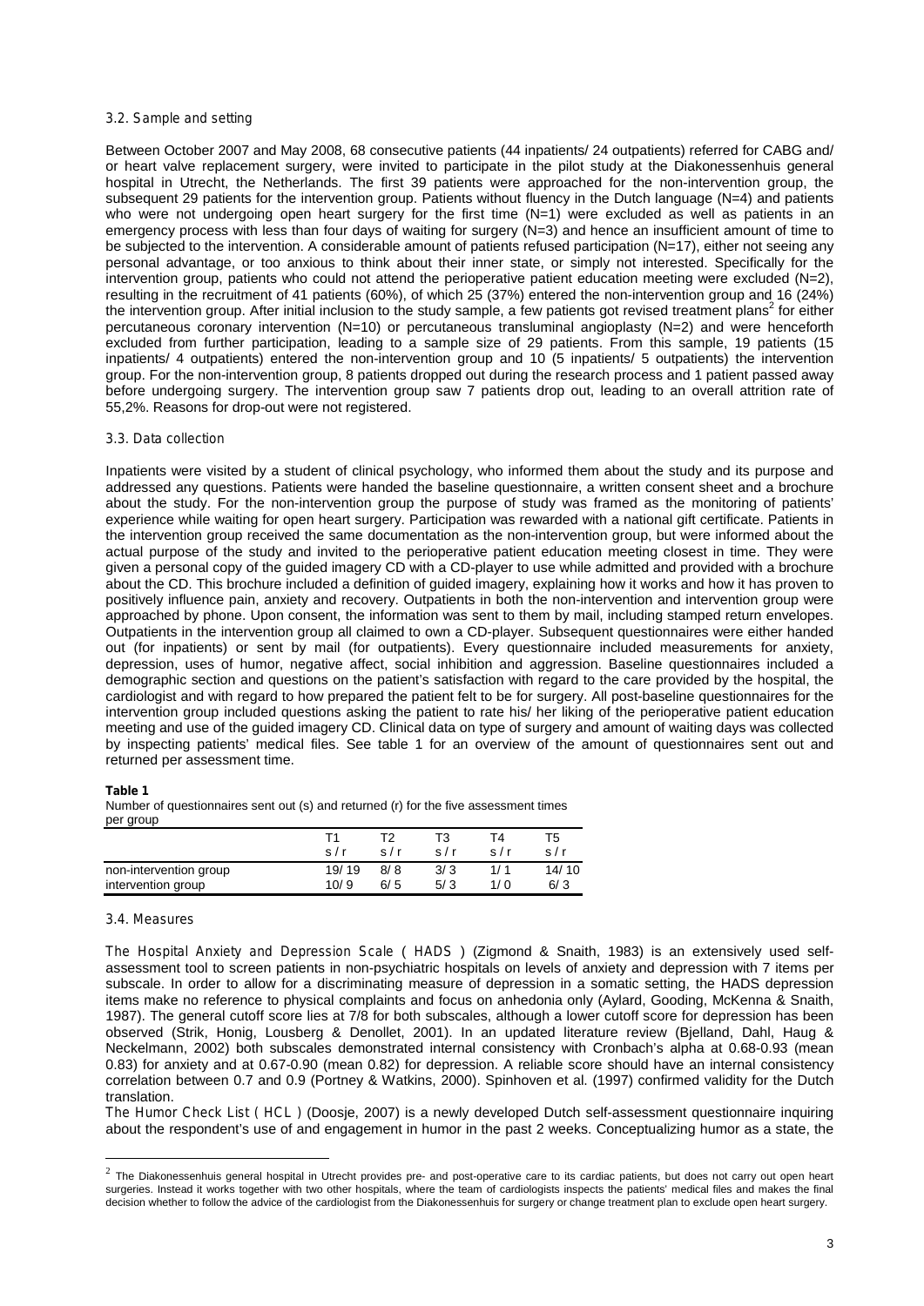### 3.2. Sample and setting

Between October 2007 and May 2008, 68 consecutive patients (44 inpatients/ 24 outpatients) referred for CABG and/ or heart valve replacement surgery, were invited to participate in the pilot study at the Diakonessenhuis general hospital in Utrecht, the Netherlands. The first 39 patients were approached for the non-intervention group, the subsequent 29 patients for the intervention group. Patients without fluency in the Dutch language (N=4) and patients who were not undergoing open heart surgery for the first time (N=1) were excluded as well as patients in an emergency process with less than four days of waiting for surgery (N=3) and hence an insufficient amount of time to be subjected to the intervention. A considerable amount of patients refused participation (N=17), either not seeing any personal advantage, or too anxious to think about their inner state, or simply not interested. Specifically for the intervention group, patients who could not attend the perioperative patient education meeting were excluded (N=2), resulting in the recruitment of 41 patients (60%), of which 25 (37%) entered the non-intervention group and 16 (24%) the intervention group. After initial inclusion to the study sample, a few patients got revised treatment plans[2] for either percutaneous coronary intervention (N=10) or percutaneous transluminal angioplasty (N=2) and were henceforth excluded from further participation, leading to a sample size of 29 patients. From this sample, 19 patients (15 inpatients/ 4 outpatients) entered the non-intervention group and 10 (5 inpatients/ 5 outpatients) the intervention group. For the non-intervention group, 8 patients dropped out during the research process and 1 patient passed away before undergoing surgery. The intervention group saw 7 patients drop out, leading to an overall attrition rate of 55,2%. Reasons for drop-out were not registered.

### 3.3. Data collection

Inpatients were visited by a student of clinical psychology, who informed them about the study and its purpose and addressed any questions. Patients were handed the baseline questionnaire, a written consent sheet and a brochure about the study. For the non-intervention group the purpose of study was framed as the monitoring of patients' experience while waiting for open heart surgery. Participation was rewarded with a national gift certificate. Patients in the intervention group received the same documentation as the non-intervention group, but were informed about the actual purpose of the study and invited to the perioperative patient education meeting closest in time. They were given a personal copy of the guided imagery CD with a CD-player to use while admitted and provided with a brochure about the CD. This brochure included a definition of guided imagery, explaining how it works and how it has proven to positively influence pain, anxiety and recovery. Outpatients in both the non-intervention and intervention group were approached by phone. Upon consent, the information was sent to them by mail, including stamped return envelopes. Outpatients in the intervention group all claimed to own a CD-player. Subsequent questionnaires were either handed out (for inpatients) or sent by mail (for outpatients). Every questionnaire included measurements for anxiety, depression, uses of humor, negative affect, social inhibition and aggression. Baseline questionnaires included a demographic section and questions on the patient's satisfaction with regard to the care provided by the hospital, the cardiologist and with regard to how prepared the patient felt to be for surgery. All post-baseline questionnaires for the intervention group included questions asking the patient to rate his/ her liking of the perioperative patient education meeting and use of the guided imagery CD. Clinical data on type of surgery and amount of waiting days was collected by inspecting patients' medical files. See table 1 for an overview of the amount of questionnaires sent out and returned per assessment time.

**Table 1**

Number of questionnaires sent out (s) and returned (r) for the five assessment times per group

| | T1 s / r | T2 s / r | T3 s / r | T4 s / r | T5 s / r |
|---|---|---|---|---|---|
| non-intervention group | 19/ 19 | 8/ 8 | 3/ 3 | 1/ 1 | 14/ 10 |
| intervention group | 10/ 9 | 6/ 5 | 5/ 3 | 1/ 0 | 6/ 3 |

### 3.4. Measures

*The Hospital Anxiety and Depression Scale ( HADS )* (Zigmond & Snaith, 1983) is an extensively used self-assessment tool to screen patients in non-psychiatric hospitals on levels of anxiety and depression with 7 items per subscale. In order to allow for a discriminating measure of depression in a somatic setting, the HADS depression items make no reference to physical complaints and focus on anhedonia only (Aylard, Gooding, McKenna & Snaith, 1987). The general cutoff score lies at 7/8 for both subscales, although a lower cutoff score for depression has been observed (Strik, Honig, Lousberg & Denollet, 2001). In an updated literature review (Bjelland, Dahl, Haug & Neckelmann, 2002) both subscales demonstrated internal consistency with Cronbach's alpha at 0.68-0.93 (mean 0.83) for anxiety and at 0.67-0.90 (mean 0.82) for depression. A reliable score should have an internal consistency correlation between 0.7 and 0.9 (Portney & Watkins, 2000). Spinhoven et al. (1997) confirmed validity for the Dutch translation.

*The Humor Check List ( HCL )* (Doosje, 2007) is a newly developed Dutch self-assessment questionnaire inquiring about the respondent's use of and engagement in humor in the past 2 weeks. Conceptualizing humor as a state, the

---

[2] The Diakonessenhuis general hospital in Utrecht provides pre- and post-operative care to its cardiac patients, but does not carry out open heart surgeries. Instead it works together with two other hospitals, where the team of cardiologists inspects the patients' medical files and makes the final decision whether to follow the advice of the cardiologist from the Diakonessenhuis for surgery or change treatment plan to exclude open heart surgery.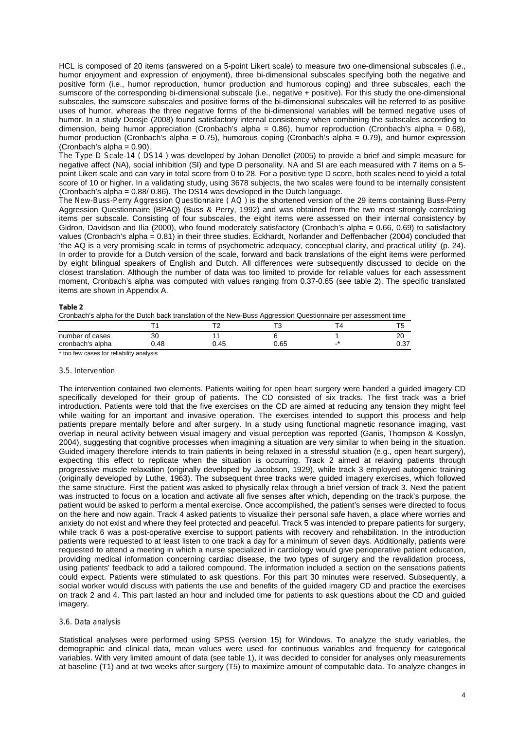HCL is composed of 20 items (answered on a 5-point Likert scale) to measure two one-dimensional subscales (i.e., humor enjoyment and expression of enjoyment), three bi-dimensional subscales specifying both the negative and positive form (i.e., humor reproduction, humor production and humorous coping) and three subscales, each the sumscore of the corresponding bi-dimensional subscale (i.e., negative + positive). For this study the one-dimensional subscales, the sumscore subscales and positive forms of the bi-dimensional subscales will be referred to as *positive* uses of humor, whereas the three negative forms of the bi-dimensional variables will be termed *negative* uses of humor. In a study Doosje (2008) found satisfactory internal consistency when combining the subscales according to dimension, being humor appreciation (Cronbach's alpha = 0.86), humor reproduction (Cronbach's alpha = 0.68), humor production (Cronbach's alpha = 0.75), humorous coping (Cronbach's alpha = 0.79), and humor expression (Cronbach's alpha = 0.90).

*The Type D Scale-14 (DS14)* was developed by Johan Denollet (2005) to provide a brief and simple measure for negative affect (NA), social inhibition (SI) and type D personality. NA and SI are each measured with 7 items on a 5-point Likert scale and can vary in total score from 0 to 28. For a positive type D score, both scales need to yield a total score of 10 or higher. In a validating study, using 3678 subjects, the two scales were found to be internally consistent (Cronbach's alpha = 0.88/ 0.86). The DS14 was developed in the Dutch language.

*The New-Buss-Perry Aggression Questionnaire (AQ)* is the shortened version of the 29 items containing Buss-Perry Aggression Questionnaire (BPAQ) (Buss & Perry, 1992) and was obtained from the two most strongly correlating items per subscale. Consisting of four subscales, the eight items were assessed on their internal consistency by Gidron, Davidson and Ilia (2000), who found moderately satisfactory (Cronbach's alpha = 0.66, 0.69) to satisfactory values (Cronbach's alpha = 0.81) in their three studies. Eckhardt, Norlander and Deffenbacher (2004) concluded that 'the AQ is a very promising scale in terms of psychometric adequacy, conceptual clarity, and practical utility' (p. 24). In order to provide for a Dutch version of the scale, forward and back translations of the eight items were performed by eight bilingual speakers of English and Dutch. All differences were subsequently discussed to decide on the closest translation. Although the number of data was too limited to provide for reliable values for each assessment moment, Cronbach's alpha was computed with values ranging from 0.37-0.65 (see table 2). The specific translated items are shown in Appendix A.

**Table 2**

Cronbach's alpha for the Dutch back translation of the New-Buss Aggression Questionnaire per assessment time

| | T1 | T2 | T3 | T4 | T5 |
|---|---|---|---|---|---|
| number of cases | 30 | 11 | 6 | 1 | 20 |
| cronbach's alpha | 0.48 | 0.45 | 0.65 | -* | 0.37 |

\* too few cases for reliability analysis

### 3.5. Intervention

The intervention contained two elements. Patients waiting for open heart surgery were handed a guided imagery CD specifically developed for their group of patients. The CD consisted of six tracks. The first track was a brief introduction. Patients were told that the five exercises on the CD are aimed at reducing any tension they might feel while waiting for an important and invasive operation. The exercises intended to support this process and help patients prepare mentally before and after surgery. In a study using functional magnetic resonance imaging, vast overlap in neural activity between visual imagery and visual perception was reported (Ganis, Thompson & Kosslyn, 2004), suggesting that cognitive processes when imagining a situation are very similar to when being in the situation. Guided imagery therefore intends to train patients in being relaxed in a stressful situation (e.g., open heart surgery), expecting this effect to replicate when the situation is occurring. Track 2 aimed at relaxing patients through progressive muscle relaxation (originally developed by Jacobson, 1929), while track 3 employed autogenic training (originally developed by Luthe, 1963). The subsequent three tracks were guided imagery exercises, which followed the same structure. First the patient was asked to physically relax through a brief version of track 3. Next the patient was instructed to focus on a location and activate all five senses after which, depending on the track's purpose, the patient would be asked to perform a mental exercise. Once accomplished, the patient's senses were directed to focus on the here and now again. Track 4 asked patients to visualize their personal safe haven, a place where worries and anxiety do not exist and where they feel protected and peaceful. Track 5 was intended to prepare patients for surgery, while track 6 was a post-operative exercise to support patients with recovery and rehabilitation. In the introduction patients were requested to at least listen to one track a day for a minimum of seven days. Additionally, patients were requested to attend a meeting in which a nurse specialized in cardiology would give perioperative patient education, providing medical information concerning cardiac disease, the two types of surgery and the revalidation process, using patients' feedback to add a tailored compound. The information included a section on the sensations patients could expect. Patients were stimulated to ask questions. For this part 30 minutes were reserved. Subsequently, a social worker would discuss with patients the use and benefits of the guided imagery CD and practice the exercises on track 2 and 4. This part lasted an hour and included time for patients to ask questions about the CD and guided imagery.

### 3.6. Data analysis

Statistical analyses were performed using SPSS (version 15) for Windows. To analyze the study variables, the demographic and clinical data, mean values were used for continuous variables and frequency for categorical variables. With very limited amount of data (see table 1), it was decided to consider for analyses only measurements at baseline (T1) and at two weeks after surgery (T5) to maximize amount of computable data. To analyze changes in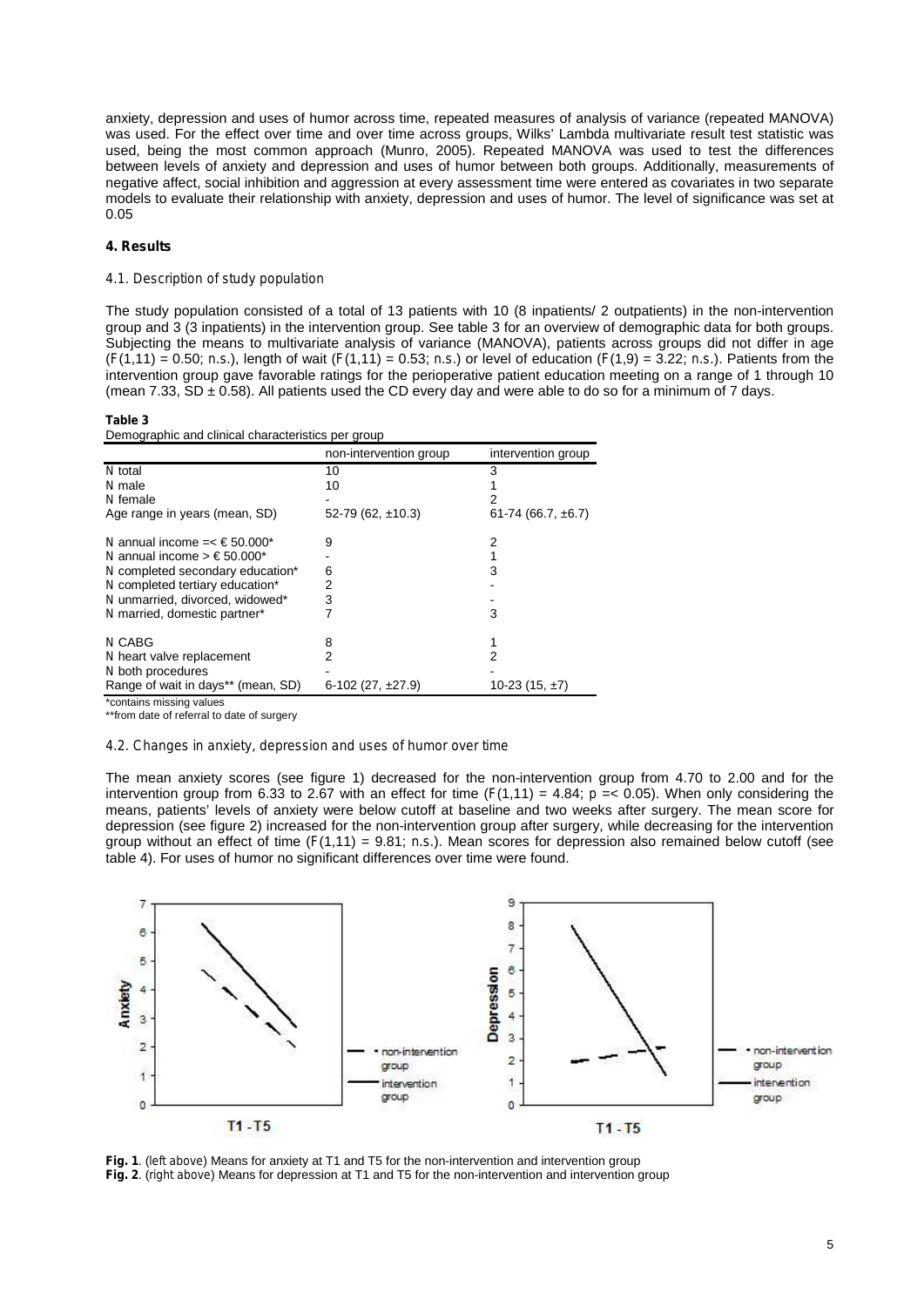anxiety, depression and uses of humor across time, repeated measures of analysis of variance (repeated MANOVA) was used. For the effect over time and over time across groups, Wilks' Lambda multivariate result test statistic was used, being the most common approach (Munro, 2005). Repeated MANOVA was used to test the differences between levels of anxiety and depression and uses of humor between both groups. Additionally, measurements of negative affect, social inhibition and aggression at every assessment time were entered as covariates in two separate models to evaluate their relationship with anxiety, depression and uses of humor. The level of significance was set at 0.05

## 4. Results

### 4.1. Description of study population

The study population consisted of a total of 13 patients with 10 (8 inpatients/ 2 outpatients) in the non-intervention group and 3 (3 inpatients) in the intervention group. See table 3 for an overview of demographic data for both groups. Subjecting the means to multivariate analysis of variance (MANOVA), patients across groups did not differ in age ($F(1,11) = 0.50$; n.s.), length of wait ($F(1,11) = 0.53$; n.s.) or level of education ($F(1,9) = 3.22$; n.s.). Patients from the intervention group gave favorable ratings for the perioperative patient education meeting on a range of 1 through 10 (mean 7.33, SD ± 0.58). All patients used the CD every day and were able to do so for a minimum of 7 days.

**Table 3**
Demographic and clinical characteristics per group

| | non-intervention group | intervention group |
|---|---|---|
| N total | 10 | 3 |
| N male | 10 | 1 |
| N female | - | 2 |
| Age range in years (mean, SD) | 52-79 (62, ±10.3) | 61-74 (66.7, ±6.7) |
| N annual income =< € 50.000* | 9 | 2 |
| N annual income > € 50.000* | - | 1 |
| N completed secondary education* | 6 | 3 |
| N completed tertiary education* | 2 | - |
| N unmarried, divorced, widowed* | 3 | - |
| N married, domestic partner* | 7 | 3 |
| N CABG | 8 | 1 |
| N heart valve replacement | 2 | 2 |
| N both procedures | - | - |
| Range of wait in days** (mean, SD) | 6-102 (27, ±27.9) | 10-23 (15, ±7) |

*contains missing values
**from date of referral to date of surgery

### 4.2. Changes in anxiety, depression and uses of humor over time

The mean anxiety scores (see figure 1) decreased for the non-intervention group from 4.70 to 2.00 and for the intervention group from 6.33 to 2.67 with an effect for time ($F(1,11) = 4.84$; $p =< 0.05$). When only considering the means, patients' levels of anxiety were below cutoff at baseline and two weeks after surgery. The mean score for depression (see figure 2) increased for the non-intervention group after surgery, while decreasing for the intervention group without an effect of time ($F(1,11) = 9.81$; n.s.). Mean scores for depression also remained below cutoff (see table 4). For uses of humor no significant differences over time were found.

**Fig. 1**. (left above) Means for anxiety at T1 and T5 for the non-intervention and intervention group
**Fig. 2**. (right above) Means for depression at T1 and T5 for the non-intervention and intervention group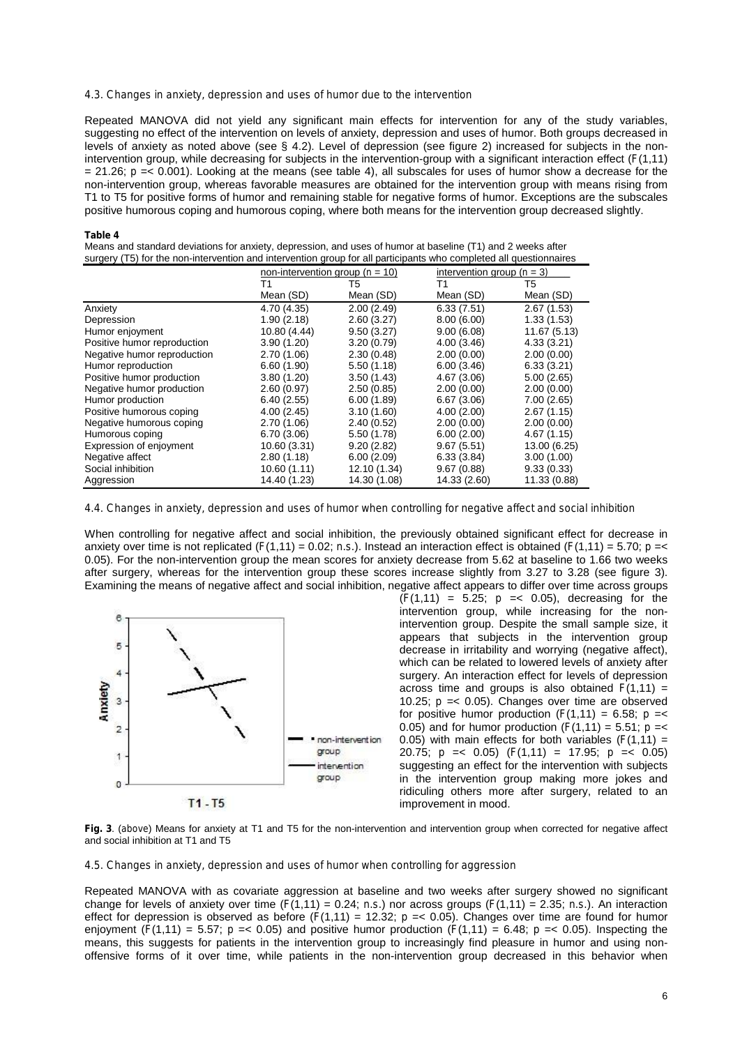### 4.3. Changes in anxiety, depression and uses of humor due to the intervention

Repeated MANOVA did not yield any significant main effects for intervention for any of the study variables, suggesting no effect of the intervention on levels of anxiety, depression and uses of humor. Both groups decreased in levels of anxiety as noted above (see § 4.2). Level of depression (see figure 2) increased for subjects in the non-intervention group, while decreasing for subjects in the intervention-group with a significant interaction effect ($F(1,11) = 21.26$; $p =< 0.001$). Looking at the means (see table 4), all subscales for uses of humor show a decrease for the non-intervention group, whereas favorable measures are obtained for the intervention group with means rising from T1 to T5 for positive forms of humor and remaining stable for negative forms of humor. Exceptions are the subscales positive humorous coping and humorous coping, where both means for the intervention group decreased slightly.

**Table 4**

Means and standard deviations for anxiety, depression, and uses of humor at baseline (T1) and 2 weeks after surgery (T5) for the non-intervention and intervention group for all participants who completed all questionnaires

| | non-intervention group (n = 10) | | intervention group (n = 3) | |
|---|---|---|---|---|
| | T1 | T5 | T1 | T5 |
| | Mean (SD) | Mean (SD) | Mean (SD) | Mean (SD) |
| Anxiety | 4.70 (4.35) | 2.00 (2.49) | 6.33 (7.51) | 2.67 (1.53) |
| Depression | 1.90 (2.18) | 2.60 (3.27) | 8.00 (6.00) | 1.33 (1.53) |
| Humor enjoyment | 10.80 (4.44) | 9.50 (3.27) | 9.00 (6.08) | 11.67 (5.13) |
| Positive humor reproduction | 3.90 (1.20) | 3.20 (0.79) | 4.00 (3.46) | 4.33 (3.21) |
| Negative humor reproduction | 2.70 (1.06) | 2.30 (0.48) | 2.00 (0.00) | 2.00 (0.00) |
| Humor reproduction | 6.60 (1.90) | 5.50 (1.18) | 6.00 (3.46) | 6.33 (3.21) |
| Positive humor production | 3.80 (1.20) | 3.50 (1.43) | 4.67 (3.06) | 5.00 (2.65) |
| Negative humor production | 2.60 (0.97) | 2.50 (0.85) | 2.00 (0.00) | 2.00 (0.00) |
| Humor production | 6.40 (2.55) | 6.00 (1.89) | 6.67 (3.06) | 7.00 (2.65) |
| Positive humorous coping | 4.00 (2.45) | 3.10 (1.60) | 4.00 (2.00) | 2.67 (1.15) |
| Negative humorous coping | 2.70 (1.06) | 2.40 (0.52) | 2.00 (0.00) | 2.00 (0.00) |
| Humorous coping | 6.70 (3.06) | 5.50 (1.78) | 6.00 (2.00) | 4.67 (1.15) |
| Expression of enjoyment | 10.60 (3.31) | 9.20 (2.82) | 9.67 (5.51) | 13.00 (6.25) |
| Negative affect | 2.80 (1.18) | 6.00 (2.09) | 6.33 (3.84) | 3.00 (1.00) |
| Social inhibition | 10.60 (1.11) | 12.10 (1.34) | 9.67 (0.88) | 9.33 (0.33) |
| Aggression | 14.40 (1.23) | 14.30 (1.08) | 14.33 (2.60) | 11.33 (0.88) |

### 4.4. Changes in anxiety, depression and uses of humor when controlling for negative affect and social inhibition

When controlling for negative affect and social inhibition, the previously obtained significant effect for decrease in anxiety over time is not replicated ($F(1,11) = 0.02$; n.s.). Instead an interaction effect is obtained ($F(1,11) = 5.70$; $p =< 0.05$). For the non-intervention group the mean scores for anxiety decrease from 5.62 at baseline to 1.66 two weeks after surgery, whereas for the intervention group these scores increase slightly from 3.27 to 3.28 (see figure 3). Examining the means of negative affect and social inhibition, negative affect appears to differ over time across groups ($F(1,11) = 5.25$; $p =< 0.05$), decreasing for the intervention group, while increasing for the non-intervention group. Despite the small sample size, it appears that subjects in the intervention group decrease in irritability and worrying (negative affect), which can be related to lowered levels of anxiety after surgery. An interaction effect for levels of depression across time and groups is also obtained $F(1,11) = 10.25$; $p =< 0.05$). Changes over time are observed for positive humor production ($F(1,11) = 6.58$; $p =< 0.05$) and for humor production ($F(1,11) = 5.51$; $p =< 0.05$) with main effects for both variables ($F(1,11) = 20.75$; $p =< 0.05$) ($F(1,11) = 17.95$; $p =< 0.05$) suggesting an effect for the intervention with subjects in the intervention group making more jokes and ridiculing others more after surgery, related to an improvement in mood.

**Fig. 3**. (above) Means for anxiety at T1 and T5 for the non-intervention and intervention group when corrected for negative affect and social inhibition at T1 and T5

### 4.5. Changes in anxiety, depression and uses of humor when controlling for aggression

Repeated MANOVA with as covariate aggression at baseline and two weeks after surgery showed no significant change for levels of anxiety over time ($F(1,11) = 0.24$; n.s.) nor across groups ($F(1,11) = 2.35$; n.s.). An interaction effect for depression is observed as before ($F(1,11) = 12.32$; $p =< 0.05$). Changes over time are found for humor enjoyment ($F(1,11) = 5.57$; $p =< 0.05$) and positive humor production ($F(1,11) = 6.48$; $p =< 0.05$). Inspecting the means, this suggests for patients in the intervention group to increasingly find pleasure in humor and using non-offensive forms of it over time, while patients in the non-intervention group decreased in this behavior when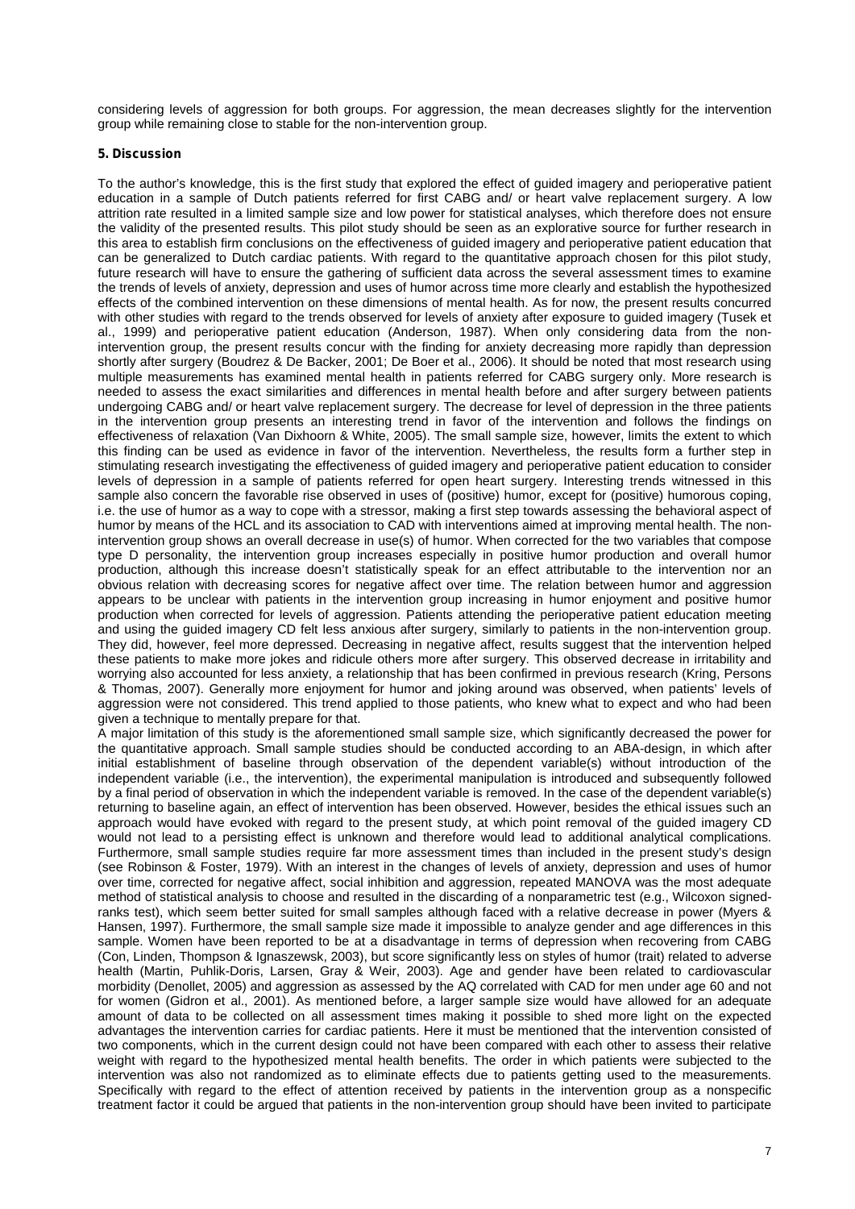considering levels of aggression for both groups. For aggression, the mean decreases slightly for the intervention group while remaining close to stable for the non-intervention group.

## 5. Discussion

To the author's knowledge, this is the first study that explored the effect of guided imagery and perioperative patient education in a sample of Dutch patients referred for first CABG and/ or heart valve replacement surgery. A low attrition rate resulted in a limited sample size and low power for statistical analyses, which therefore does not ensure the validity of the presented results. This pilot study should be seen as an explorative source for further research in this area to establish firm conclusions on the effectiveness of guided imagery and perioperative patient education that can be generalized to Dutch cardiac patients. With regard to the quantitative approach chosen for this pilot study, future research will have to ensure the gathering of sufficient data across the several assessment times to examine the trends of levels of anxiety, depression and uses of humor across time more clearly and establish the hypothesized effects of the combined intervention on these dimensions of mental health. As for now, the present results concurred with other studies with regard to the trends observed for levels of anxiety after exposure to guided imagery (Tusek et al., 1999) and perioperative patient education (Anderson, 1987). When only considering data from the non-intervention group, the present results concur with the finding for anxiety decreasing more rapidly than depression shortly after surgery (Boudrez & De Backer, 2001; De Boer et al., 2006). It should be noted that most research using multiple measurements has examined mental health in patients referred for CABG surgery only. More research is needed to assess the exact similarities and differences in mental health before and after surgery between patients undergoing CABG and/ or heart valve replacement surgery. The decrease for level of depression in the three patients in the intervention group presents an interesting trend in favor of the intervention and follows the findings on effectiveness of relaxation (Van Dixhoorn & White, 2005). The small sample size, however, limits the extent to which this finding can be used as evidence in favor of the intervention. Nevertheless, the results form a further step in stimulating research investigating the effectiveness of guided imagery and perioperative patient education to consider levels of depression in a sample of patients referred for open heart surgery. Interesting trends witnessed in this sample also concern the favorable rise observed in uses of (positive) humor, except for (positive) humorous coping, i.e. the use of humor as a way to cope with a stressor, making a first step towards assessing the behavioral aspect of humor by means of the HCL and its association to CAD with interventions aimed at improving mental health. The non-intervention group shows an overall decrease in use(s) of humor. When corrected for the two variables that compose type D personality, the intervention group increases especially in positive humor production and overall humor production, although this increase doesn't statistically speak for an effect attributable to the intervention nor an obvious relation with decreasing scores for negative affect over time. The relation between humor and aggression appears to be unclear with patients in the intervention group increasing in humor enjoyment and positive humor production when corrected for levels of aggression. Patients attending the perioperative patient education meeting and using the guided imagery CD felt less anxious after surgery, similarly to patients in the non-intervention group. They did, however, feel more depressed. Decreasing in negative affect, results suggest that the intervention helped these patients to make more jokes and ridicule others more after surgery. This observed decrease in irritability and worrying also accounted for less anxiety, a relationship that has been confirmed in previous research (Kring, Persons & Thomas, 2007). Generally more enjoyment for humor and joking around was observed, when patients' levels of aggression were not considered. This trend applied to those patients, who knew what to expect and who had been given a technique to mentally prepare for that.

A major limitation of this study is the aforementioned small sample size, which significantly decreased the power for the quantitative approach. Small sample studies should be conducted according to an ABA-design, in which after initial establishment of baseline through observation of the dependent variable(s) without introduction of the independent variable (i.e., the intervention), the experimental manipulation is introduced and subsequently followed by a final period of observation in which the independent variable is removed. In the case of the dependent variable(s) returning to baseline again, an effect of intervention has been observed. However, besides the ethical issues such an approach would have evoked with regard to the present study, at which point removal of the guided imagery CD would not lead to a persisting effect is unknown and therefore would lead to additional analytical complications. Furthermore, small sample studies require far more assessment times than included in the present study's design (see Robinson & Foster, 1979). With an interest in the changes of levels of anxiety, depression and uses of humor over time, corrected for negative affect, social inhibition and aggression, repeated MANOVA was the most adequate method of statistical analysis to choose and resulted in the discarding of a nonparametric test (e.g., Wilcoxon signed-ranks test), which seem better suited for small samples although faced with a relative decrease in power (Myers & Hansen, 1997). Furthermore, the small sample size made it impossible to analyze gender and age differences in this sample. Women have been reported to be at a disadvantage in terms of depression when recovering from CABG (Con, Linden, Thompson & Ignaszewsk, 2003), but score significantly less on styles of humor (trait) related to adverse health (Martin, Puhlik-Doris, Larsen, Gray & Weir, 2003). Age and gender have been related to cardiovascular morbidity (Denollet, 2005) and aggression as assessed by the AQ correlated with CAD for men under age 60 and not for women (Gidron et al., 2001). As mentioned before, a larger sample size would have allowed for an adequate amount of data to be collected on all assessment times making it possible to shed more light on the expected advantages the intervention carries for cardiac patients. Here it must be mentioned that the intervention consisted of two components, which in the current design could not have been compared with each other to assess their relative weight with regard to the hypothesized mental health benefits. The order in which patients were subjected to the intervention was also not randomized as to eliminate effects due to patients getting used to the measurements. Specifically with regard to the effect of attention received by patients in the intervention group as a nonspecific treatment factor it could be argued that patients in the non-intervention group should have been invited to participate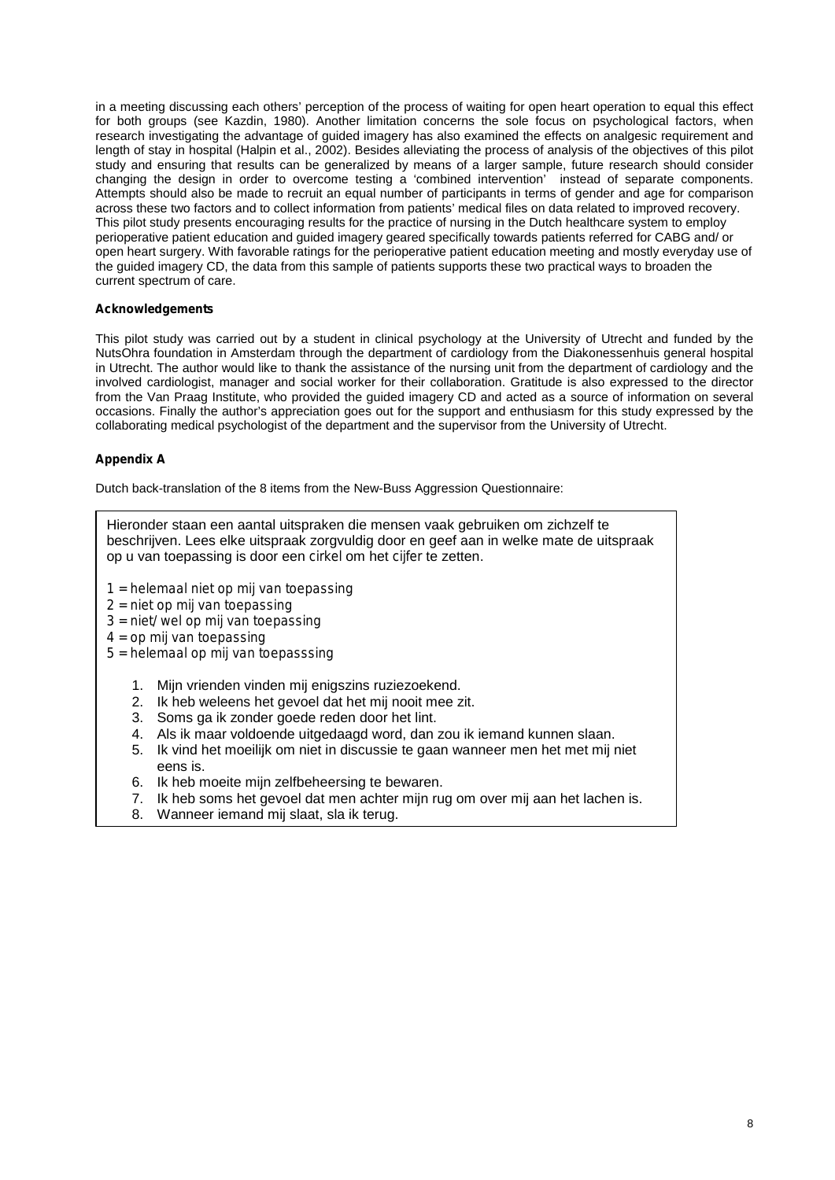in a meeting discussing each others' perception of the process of waiting for open heart operation to equal this effect for both groups (see Kazdin, 1980). Another limitation concerns the sole focus on psychological factors, when research investigating the advantage of guided imagery has also examined the effects on analgesic requirement and length of stay in hospital (Halpin et al., 2002). Besides alleviating the process of analysis of the objectives of this pilot study and ensuring that results can be generalized by means of a larger sample, future research should consider changing the design in order to overcome testing a 'combined intervention' instead of separate components. Attempts should also be made to recruit an equal number of participants in terms of gender and age for comparison across these two factors and to collect information from patients' medical files on data related to improved recovery.
This pilot study presents encouraging results for the practice of nursing in the Dutch healthcare system to employ perioperative patient education and guided imagery geared specifically towards patients referred for CABG and/ or open heart surgery. With favorable ratings for the perioperative patient education meeting and mostly everyday use of the guided imagery CD, the data from this sample of patients supports these two practical ways to broaden the current spectrum of care.

**Acknowledgements**

This pilot study was carried out by a student in clinical psychology at the University of Utrecht and funded by the NutsOhra foundation in Amsterdam through the department of cardiology from the Diakonessenhuis general hospital in Utrecht. The author would like to thank the assistance of the nursing unit from the department of cardiology and the involved cardiologist, manager and social worker for their collaboration. Gratitude is also expressed to the director from the Van Praag Institute, who provided the guided imagery CD and acted as a source of information on several occasions. Finally the author's appreciation goes out for the support and enthusiasm for this study expressed by the collaborating medical psychologist of the department and the supervisor from the University of Utrecht.

**Appendix A**

Dutch back-translation of the 8 items from the New-Buss Aggression Questionnaire:

Hieronder staan een aantal uitspraken die mensen vaak gebruiken om zichzelf te beschrijven. Lees elke uitspraak zorgvuldig door en geef aan in welke mate de uitspraak op u van toepassing is door een cirkel om het cijfer te zetten.

1 = helemaal niet op mij van toepassing
2 = niet op mij van toepassing
3 = niet/ wel op mij van toepassing
4 = op mij van toepassing
5 = helemaal op mij van toepasssing

1. Mijn vrienden vinden mij enigszins ruziezoekend.
2. Ik heb weleens het gevoel dat het mij nooit mee zit.
3. Soms ga ik zonder goede reden door het lint.
4. Als ik maar voldoende uitgedaagd word, dan zou ik iemand kunnen slaan.
5. Ik vind het moeilijk om niet in discussie te gaan wanneer men het met mij niet eens is.
6. Ik heb moeite mijn zelfbeheersing te bewaren.
7. Ik heb soms het gevoel dat men achter mijn rug om over mij aan het lachen is.
8. Wanneer iemand mij slaat, sla ik terug.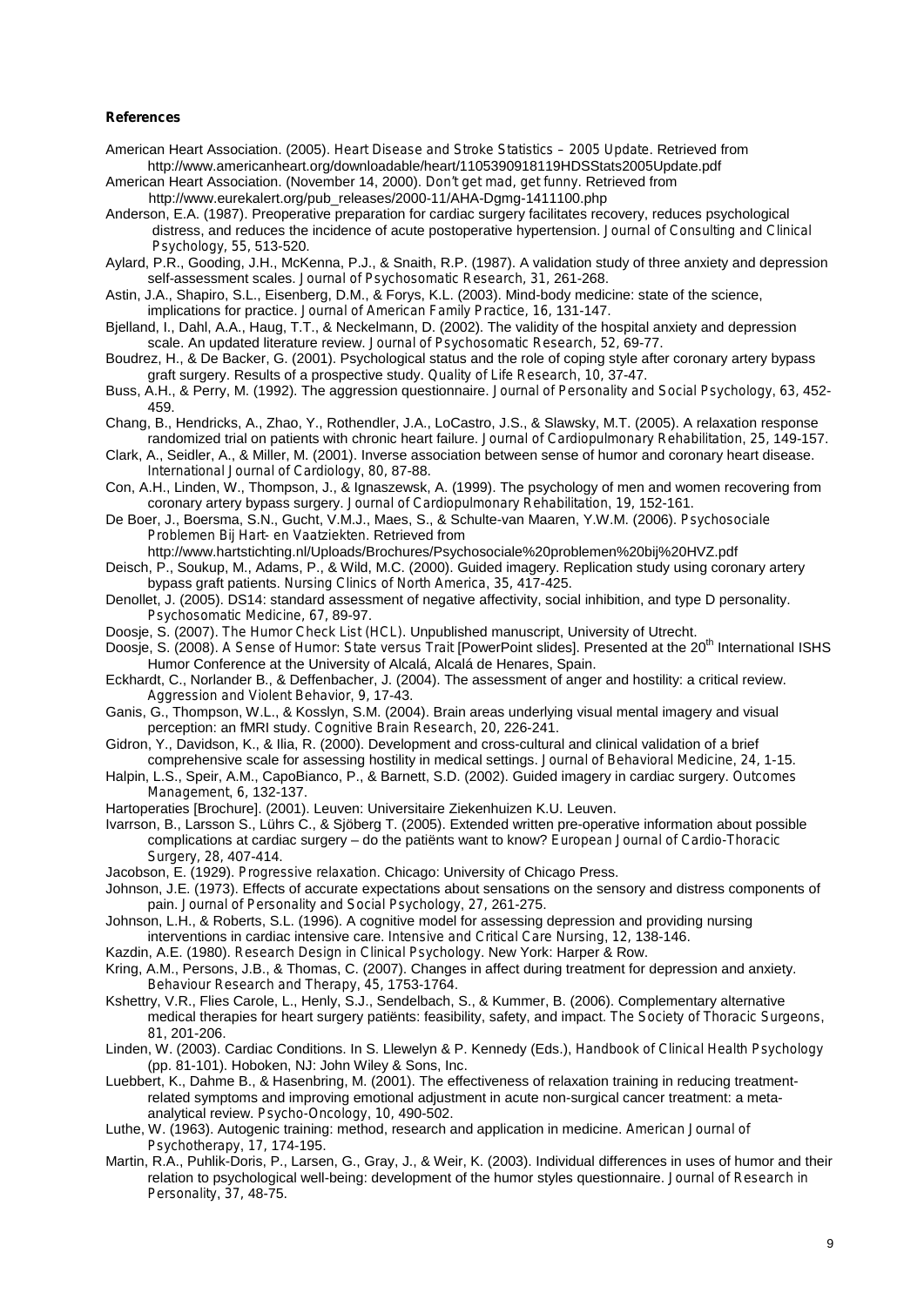**References**

American Heart Association. (2005). *Heart Disease and Stroke Statistics – 2005 Update.* Retrieved from http://www.americanheart.org/downloadable/heart/1105390918119HDSStats2005Update.pdf

American Heart Association. (November 14, 2000). *Don't get mad, get funny.* Retrieved from http://www.eurekalert.org/pub_releases/2000-11/AHA-Dgmg-1411100.php

Anderson, E.A. (1987). Preoperative preparation for cardiac surgery facilitates recovery, reduces psychological distress, and reduces the incidence of acute postoperative hypertension. *Journal of Consulting and Clinical Psychology, 55*, 513-520.

Aylard, P.R., Gooding, J.H., McKenna, P.J., & Snaith, R.P. (1987). A validation study of three anxiety and depression self-assessment scales. *Journal of Psychosomatic Research, 31*, 261-268.

Astin, J.A., Shapiro, S.L., Eisenberg, D.M., & Forys, K.L. (2003). Mind-body medicine: state of the science, implications for practice. *Journal of American Family Practice, 16*, 131-147.

Bjelland, I., Dahl, A.A., Haug, T.T., & Neckelmann, D. (2002). The validity of the hospital anxiety and depression scale. An updated literature review. *Journal of Psychosomatic Research, 52*, 69-77.

Boudrez, H., & De Backer, G. (2001). Psychological status and the role of coping style after coronary artery bypass graft surgery. Results of a prospective study. *Quality of Life Research, 10*, 37-47.

Buss, A.H., & Perry, M. (1992). The aggression questionnaire. *Journal of Personality and Social Psychology, 63*, 452-459.

Chang, B., Hendricks, A., Zhao, Y., Rothendler, J.A., LoCastro, J.S., & Slawsky, M.T. (2005). A relaxation response randomized trial on patients with chronic heart failure. *Journal of Cardiopulmonary Rehabilitation, 25*, 149-157.

Clark, A., Seidler, A., & Miller, M. (2001). Inverse association between sense of humor and coronary heart disease. *International Journal of Cardiology, 80*, 87-88.

Con, A.H., Linden, W., Thompson, J., & Ignaszewsk, A. (1999). The psychology of men and women recovering from coronary artery bypass surgery. *Journal of Cardiopulmonary Rehabilitation, 19*, 152-161.

De Boer, J., Boersma, S.N., Gucht, V.M.J., Maes, S., & Schulte-van Maaren, Y.W.M. (2006). *Psychosociale Problemen Bij Hart- en Vaatziekten.* Retrieved from http://www.hartstichting.nl/Uploads/Brochures/Psychosociale%20problemen%20bij%20HVZ.pdf

Deisch, P., Soukup, M., Adams, P., & Wild, M.C. (2000). Guided imagery. Replication study using coronary artery bypass graft patients. *Nursing Clinics of North America, 35*, 417-425.

Denollet, J. (2005). DS14: standard assessment of negative affectivity, social inhibition, and type D personality. *Psychosomatic Medicine, 67*, 89-97.

Doosje, S. (2007). *The Humor Check List (HCL).* Unpublished manuscript, University of Utrecht.

Doosje, S. (2008). *A Sense of Humor: State versus Trait* [PowerPoint slides]. Presented at the 20th International ISHS Humor Conference at the University of Alcalá, Alcalá de Henares, Spain.

Eckhardt, C., Norlander B., & Deffenbacher, J. (2004). The assessment of anger and hostility: a critical review. *Aggression and Violent Behavior, 9*, 17-43.

Ganis, G., Thompson, W.L., & Kosslyn, S.M. (2004). Brain areas underlying visual mental imagery and visual perception: an fMRI study. *Cognitive Brain Research, 20*, 226-241.

Gidron, Y., Davidson, K., & Ilia, R. (2000). Development and cross-cultural and clinical validation of a brief comprehensive scale for assessing hostility in medical settings. *Journal of Behavioral Medicine, 24*, 1-15.

Halpin, L.S., Speir, A.M., CapoBianco, P., & Barnett, S.D. (2002). Guided imagery in cardiac surgery. *Outcomes Management, 6*, 132-137.

Hartoperaties [Brochure]. (2001). Leuven: Universitaire Ziekenhuizen K.U. Leuven.

Ivarrson, B., Larsson S., Lührs C., & Sjöberg T. (2005). Extended written pre-operative information about possible complications at cardiac surgery – do the patiënts want to know? *European Journal of Cardio-Thoracic Surgery, 28*, 407-414.

Jacobson, E. (1929). *Progressive relaxation.* Chicago: University of Chicago Press.

Johnson, J.E. (1973). Effects of accurate expectations about sensations on the sensory and distress components of pain. *Journal of Personality and Social Psychology, 27*, 261-275.

Johnson, L.H., & Roberts, S.L. (1996). A cognitive model for assessing depression and providing nursing interventions in cardiac intensive care. *Intensive and Critical Care Nursing, 12*, 138-146.

Kazdin, A.E. (1980). *Research Design in Clinical Psychology.* New York: Harper & Row.

Kring, A.M., Persons, J.B., & Thomas, C. (2007). Changes in affect during treatment for depression and anxiety. *Behaviour Research and Therapy, 45*, 1753-1764.

Kshettry, V.R., Flies Carole, L., Henly, S.J., Sendelbach, S., & Kummer, B. (2006). Complementary alternative medical therapies for heart surgery patiënts: feasibility, safety, and impact. *The Society of Thoracic Surgeons, 81*, 201-206.

Linden, W. (2003). Cardiac Conditions. In S. Llewelyn & P. Kennedy (Eds.), *Handbook of Clinical Health Psychology* (pp. 81-101). Hoboken, NJ: John Wiley & Sons, Inc.

Luebbert, K., Dahme B., & Hasenbring, M. (2001). The effectiveness of relaxation training in reducing treatment-related symptoms and improving emotional adjustment in acute non-surgical cancer treatment: a meta-analytical review. *Psycho-Oncology, 10*, 490-502.

Luthe, W. (1963). Autogenic training: method, research and application in medicine. *American Journal of Psychotherapy, 17*, 174-195.

Martin, R.A., Puhlik-Doris, P., Larsen, G., Gray, J., & Weir, K. (2003). Individual differences in uses of humor and their relation to psychological well-being: development of the humor styles questionnaire. *Journal of Research in Personality, 37*, 48-75.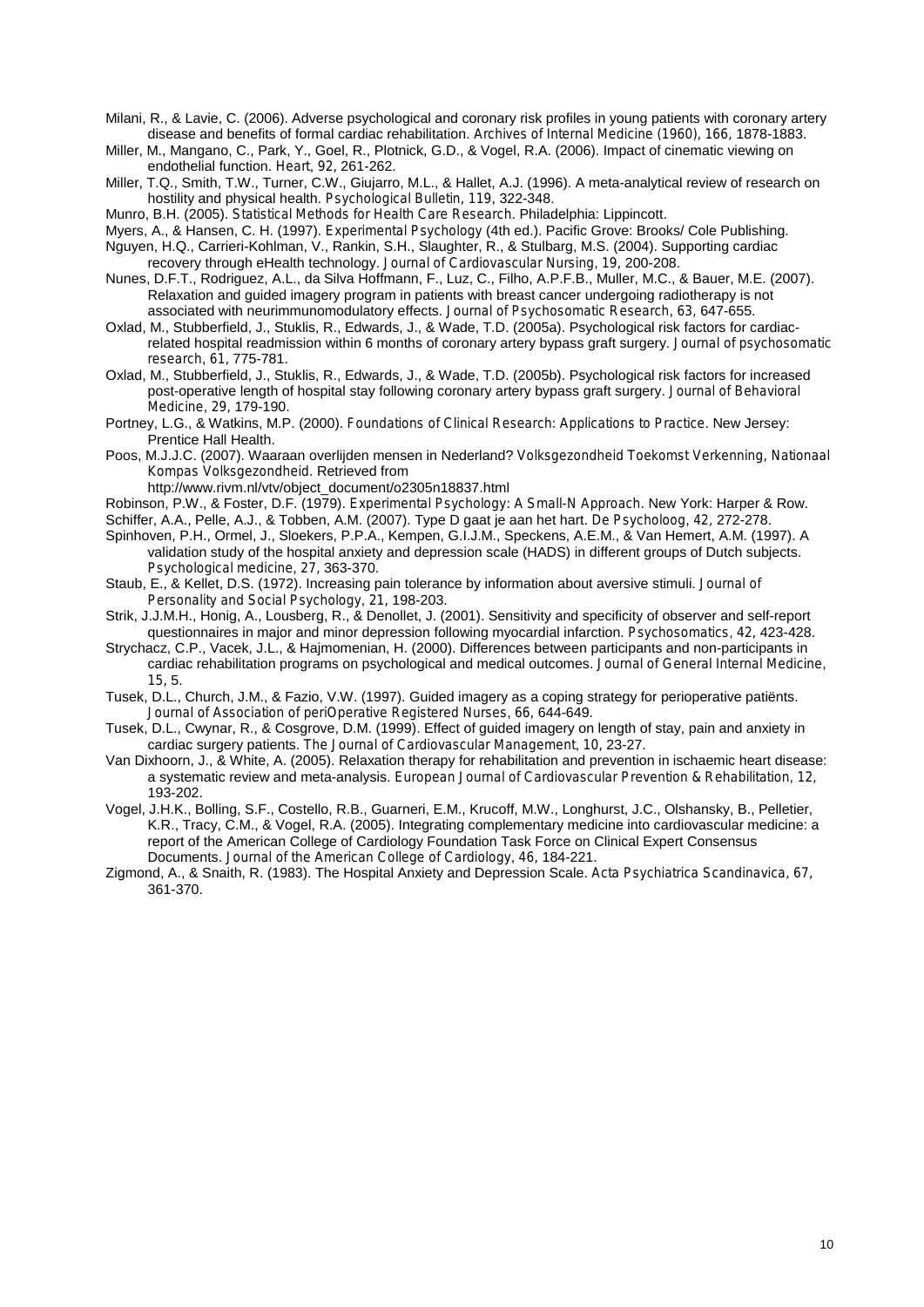Milani, R., & Lavie, C. (2006). Adverse psychological and coronary risk profiles in young patients with coronary artery disease and benefits of formal cardiac rehabilitation. *Archives of Internal Medicine (1960), 166*, 1878-1883.

Miller, M., Mangano, C., Park, Y., Goel, R., Plotnick, G.D., & Vogel, R.A. (2006). Impact of cinematic viewing on endothelial function. *Heart, 92*, 261-262.

Miller, T.Q., Smith, T.W., Turner, C.W., Giujarro, M.L., & Hallet, A.J. (1996). A meta-analytical review of research on hostility and physical health. *Psychological Bulletin, 119*, 322-348.

Munro, B.H. (2005). *Statistical Methods for Health Care Research*. Philadelphia: Lippincott.

Myers, A., & Hansen, C. H. (1997). *Experimental Psychology* (4th ed.). Pacific Grove: Brooks/ Cole Publishing.

Nguyen, H.Q., Carrieri-Kohlman, V., Rankin, S.H., Slaughter, R., & Stulbarg, M.S. (2004). Supporting cardiac recovery through eHealth technology. *Journal of Cardiovascular Nursing, 19*, 200-208.

Nunes, D.F.T., Rodriguez, A.L., da Silva Hoffmann, F., Luz, C., Filho, A.P.F.B., Muller, M.C., & Bauer, M.E. (2007). Relaxation and guided imagery program in patients with breast cancer undergoing radiotherapy is not associated with neurimmunomodulatory effects. *Journal of Psychosomatic Research, 63*, 647-655.

Oxlad, M., Stubberfield, J., Stuklis, R., Edwards, J., & Wade, T.D. (2005a). Psychological risk factors for cardiac-related hospital readmission within 6 months of coronary artery bypass graft surgery. *Journal of psychosomatic research, 61*, 775-781.

Oxlad, M., Stubberfield, J., Stuklis, R., Edwards, J., & Wade, T.D. (2005b). Psychological risk factors for increased post-operative length of hospital stay following coronary artery bypass graft surgery. *Journal of Behavioral Medicine, 29*, 179-190.

Portney, L.G., & Watkins, M.P. (2000). *Foundations of Clinical Research: Applications to Practice*. New Jersey: Prentice Hall Health.

Poos, M.J.J.C. (2007). Waaraan overlijden mensen in Nederland? *Volksgezondheid Toekomst Verkenning, Nationaal Kompas Volksgezondheid*. Retrieved from http://www.rivm.nl/vtv/object_document/o2305n18837.html

Robinson, P.W., & Foster, D.F. (1979). *Experimental Psychology: A Small-N Approach*. New York: Harper & Row.

Schiffer, A.A., Pelle, A.J., & Tobben, A.M. (2007). Type D gaat je aan het hart. *De Psycholoog, 42*, 272-278.

Spinhoven, P.H., Ormel, J., Sloekers, P.P.A., Kempen, G.I.J.M., Speckens, A.E.M., & Van Hemert, A.M. (1997). A validation study of the hospital anxiety and depression scale (HADS) in different groups of Dutch subjects. *Psychological medicine, 27*, 363-370.

Staub, E., & Kellet, D.S. (1972). Increasing pain tolerance by information about aversive stimuli. *Journal of Personality and Social Psychology, 21*, 198-203.

Strik, J.J.M.H., Honig, A., Lousberg, R., & Denollet, J. (2001). Sensitivity and specificity of observer and self-report questionnaires in major and minor depression following myocardial infarction. *Psychosomatics, 42*, 423-428.

Strychacz, C.P., Vacek, J.L., & Hajmomenian, H. (2000). Differences between participants and non-participants in cardiac rehabilitation programs on psychological and medical outcomes. *Journal of General Internal Medicine, 15*, 5.

Tusek, D.L., Church, J.M., & Fazio, V.W. (1997). Guided imagery as a coping strategy for perioperative patiënts. *Journal of Association of periOperative Registered Nurses, 66*, 644-649.

Tusek, D.L., Cwynar, R., & Cosgrove, D.M. (1999). Effect of guided imagery on length of stay, pain and anxiety in cardiac surgery patients. *The Journal of Cardiovascular Management, 10*, 23-27.

Van Dixhoorn, J., & White, A. (2005). Relaxation therapy for rehabilitation and prevention in ischaemic heart disease: a systematic review and meta-analysis. *European Journal of Cardiovascular Prevention & Rehabilitation, 12*, 193-202.

Vogel, J.H.K., Bolling, S.F., Costello, R.B., Guarneri, E.M., Krucoff, M.W., Longhurst, J.C., Olshansky, B., Pelletier, K.R., Tracy, C.M., & Vogel, R.A. (2005). Integrating complementary medicine into cardiovascular medicine: a report of the American College of Cardiology Foundation Task Force on Clinical Expert Consensus Documents. *Journal of the American College of Cardiology, 46*, 184-221.

Zigmond, A., & Snaith, R. (1983). The Hospital Anxiety and Depression Scale. *Acta Psychiatrica Scandinavica, 67*, 361-370.